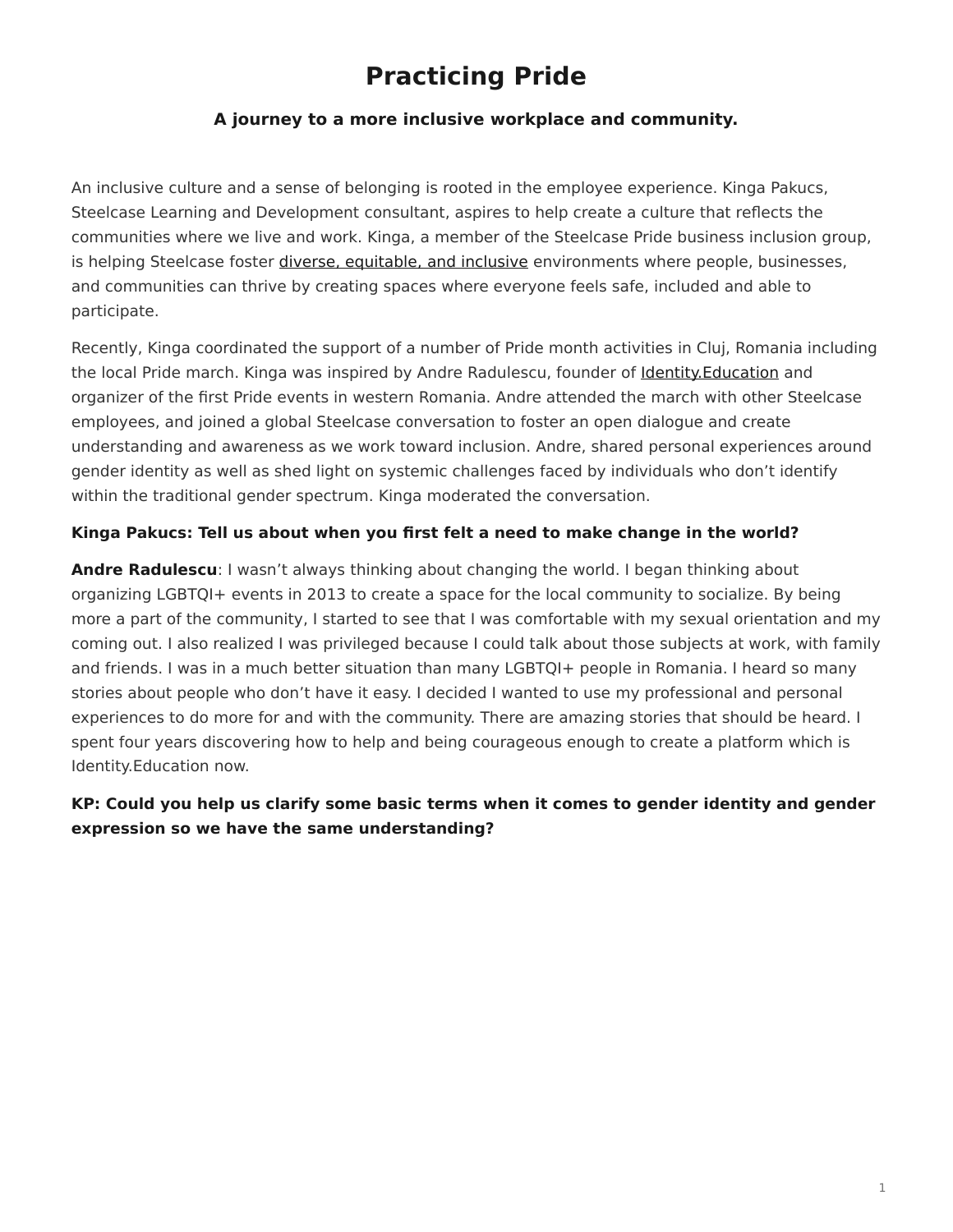# Practicing Pride

### A journey to a more inclusive workplace and community.

An inclusive culture and a sense of belonging is rooted in the employee experience. Kinga Pakucs, Steelcase Learning and Development consultant, aspires to help create a culture that reflects the communities where we live and work. Kinga, a member of the Steelcase Pride business inclusion group, is helping Steelcase foster diverse, equitable, and inclusive environments where people, businesses, and communities can thrive by creating spaces where everyone feels safe, included and able to participate.

Recently, Kinga coordinated the support of a number of Pride month activities in Cluj, Romania including the local Pride march. Kinga was inspired by Andre Radulescu, founder of Identity.Education and organizer of the first Pride events in western Romania. Andre attended the march with other Steelcase employees, and joined a global Steelcase conversation to foster an open dialogue and create understanding and awareness as we work toward inclusion. Andre, shared personal experiences around gender identity as well as shed light on systemic challenges faced by individuals who don't identify within the traditional gender spectrum. Kinga moderated the conversation.

**Kinga Pakucs: Tell us about when you first felt a need to make change in the world?**

**Andre Radulescu**: I wasn't always thinking about changing the world. I began thinking about organizing LGBTQI+ events in 2013 to create a space for the local community to socialize. By being more a part of the community, I started to see that I was comfortable with my sexual orientation and my coming out. I also realized I was privileged because I could talk about those subjects at work, with family and friends. I was in a much better situation than many LGBTQI+ people in Romania. I heard so many stories about people who don't have it easy. I decided I wanted to use my professional and personal experiences to do more for and with the community. There are amazing stories that should be heard. I spent four years discovering how to help and being courageous enough to create a platform which is Identity.Education now.

**KP: Could you help us clarify some basic terms when it comes to gender identity and gender expression so we have the same understanding?**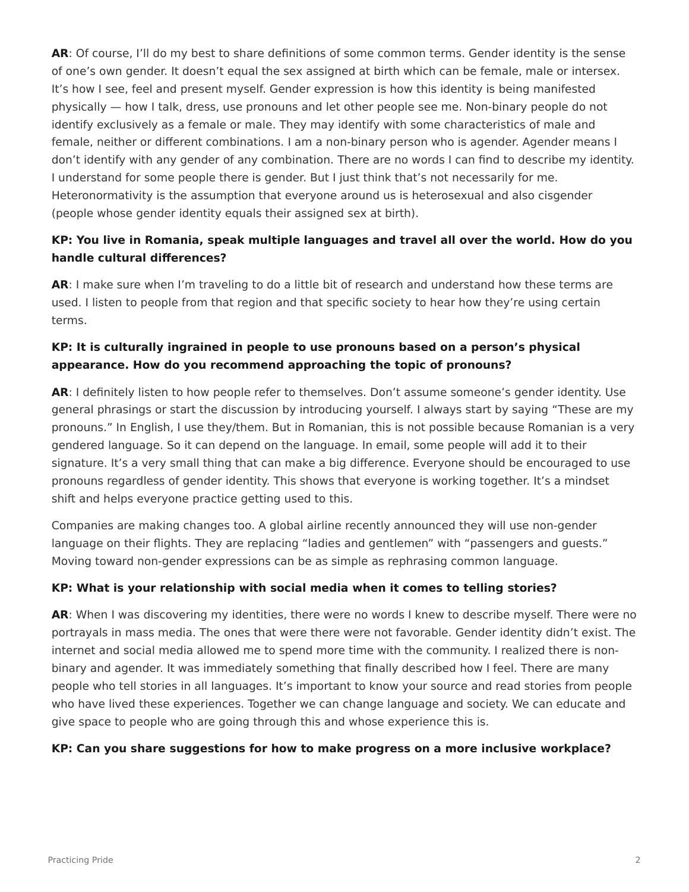**AR**: Of course, I'll do my best to share definitions of some common terms. Gender identity is the sense of one's own gender. It doesn't equal the sex assigned at birth which can be female, male or intersex. It's how I see, feel and present myself. Gender expression is how this identity is being manifested physically — how I talk, dress, use pronouns and let other people see me. Non-binary people do not identify exclusively as a female or male. They may identify with some characteristics of male and female, neither or different combinations. I am a non-binary person who is agender. Agender means I don't identify with any gender of any combination. There are no words I can find to describe my identity. I understand for some people there is gender. But I just think that's not necessarily for me. Heteronormativity is the assumption that everyone around us is heterosexual and also cisgender (people whose gender identity equals their assigned sex at birth).

**KP: You live in Romania, speak multiple languages and travel all over the world. How do you handle cultural differences?**

**AR**: I make sure when I'm traveling to do a little bit of research and understand how these terms are used. I listen to people from that region and that specific society to hear how they're using certain terms.

**KP: It is culturally ingrained in people to use pronouns based on a person's physical appearance. How do you recommend approaching the topic of pronouns?**

**AR**: I definitely listen to how people refer to themselves. Don't assume someone's gender identity. Use general phrasings or start the discussion by introducing yourself. I always start by saying "These are my pronouns." In English, I use they/them. But in Romanian, this is not possible because Romanian is a very gendered language. So it can depend on the language. In email, some people will add it to their signature. It's a very small thing that can make a big difference. Everyone should be encouraged to use pronouns regardless of gender identity. This shows that everyone is working together. It's a mindset shift and helps everyone practice getting used to this.

Companies are making changes too. A global airline recently announced they will use non-gender language on their flights. They are replacing "ladies and gentlemen" with "passengers and guests." Moving toward non-gender expressions can be as simple as rephrasing common language.

**KP: What is your relationship with social media when it comes to telling stories?**

**AR**: When I was discovering my identities, there were no words I knew to describe myself. There were no portrayals in mass media. The ones that were there were not favorable. Gender identity didn't exist. The internet and social media allowed me to spend more time with the community. I realized there is non-binary and agender. It was immediately something that finally described how I feel. There are many people who tell stories in all languages. It's important to know your source and read stories from people who have lived these experiences. Together we can change language and society. We can educate and give space to people who are going through this and whose experience this is.

**KP: Can you share suggestions for how to make progress on a more inclusive workplace?**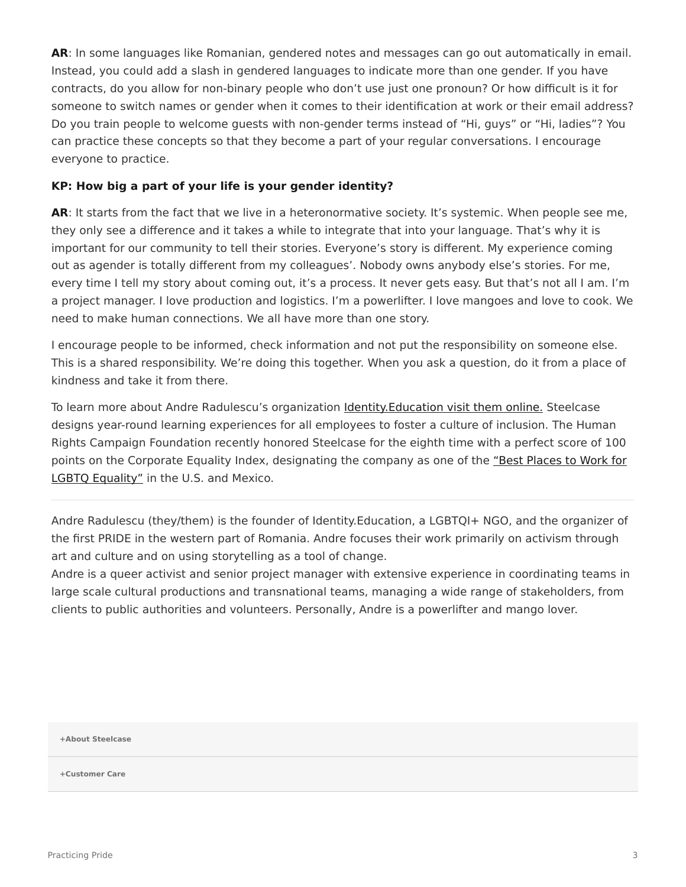**AR**: In some languages like Romanian, gendered notes and messages can go out automatically in email. Instead, you could add a slash in gendered languages to indicate more than one gender. If you have contracts, do you allow for non-binary people who don't use just one pronoun? Or how difficult is it for someone to switch names or gender when it comes to their identification at work or their email address? Do you train people to welcome guests with non-gender terms instead of "Hi, guys" or "Hi, ladies"? You can practice these concepts so that they become a part of your regular conversations. I encourage everyone to practice.

**KP: How big a part of your life is your gender identity?**

**AR**: It starts from the fact that we live in a heteronormative society. It's systemic. When people see me, they only see a difference and it takes a while to integrate that into your language. That's why it is important for our community to tell their stories. Everyone's story is different. My experience coming out as agender is totally different from my colleagues'. Nobody owns anybody else's stories. For me, every time I tell my story about coming out, it's a process. It never gets easy. But that's not all I am. I'm a project manager. I love production and logistics. I'm a powerlifter. I love mangoes and love to cook. We need to make human connections. We all have more than one story.

I encourage people to be informed, check information and not put the responsibility on someone else. This is a shared responsibility. We're doing this together. When you ask a question, do it from a place of kindness and take it from there.

To learn more about Andre Radulescu's organization Identity.Education visit them online. Steelcase designs year-round learning experiences for all employees to foster a culture of inclusion. The Human Rights Campaign Foundation recently honored Steelcase for the eighth time with a perfect score of 100 points on the Corporate Equality Index, designating the company as one of the "Best Places to Work for LGBTQ Equality" in the U.S. and Mexico.

---

Andre Radulescu (they/them) is the founder of Identity.Education, a LGBTQI+ NGO, and the organizer of the first PRIDE in the western part of Romania. Andre focuses their work primarily on activism through art and culture and on using storytelling as a tool of change.
Andre is a queer activist and senior project manager with extensive experience in coordinating teams in large scale cultural productions and transnational teams, managing a wide range of stakeholders, from clients to public authorities and volunteers. Personally, Andre is a powerlifter and mango lover.

**+About Steelcase**

**+Customer Care**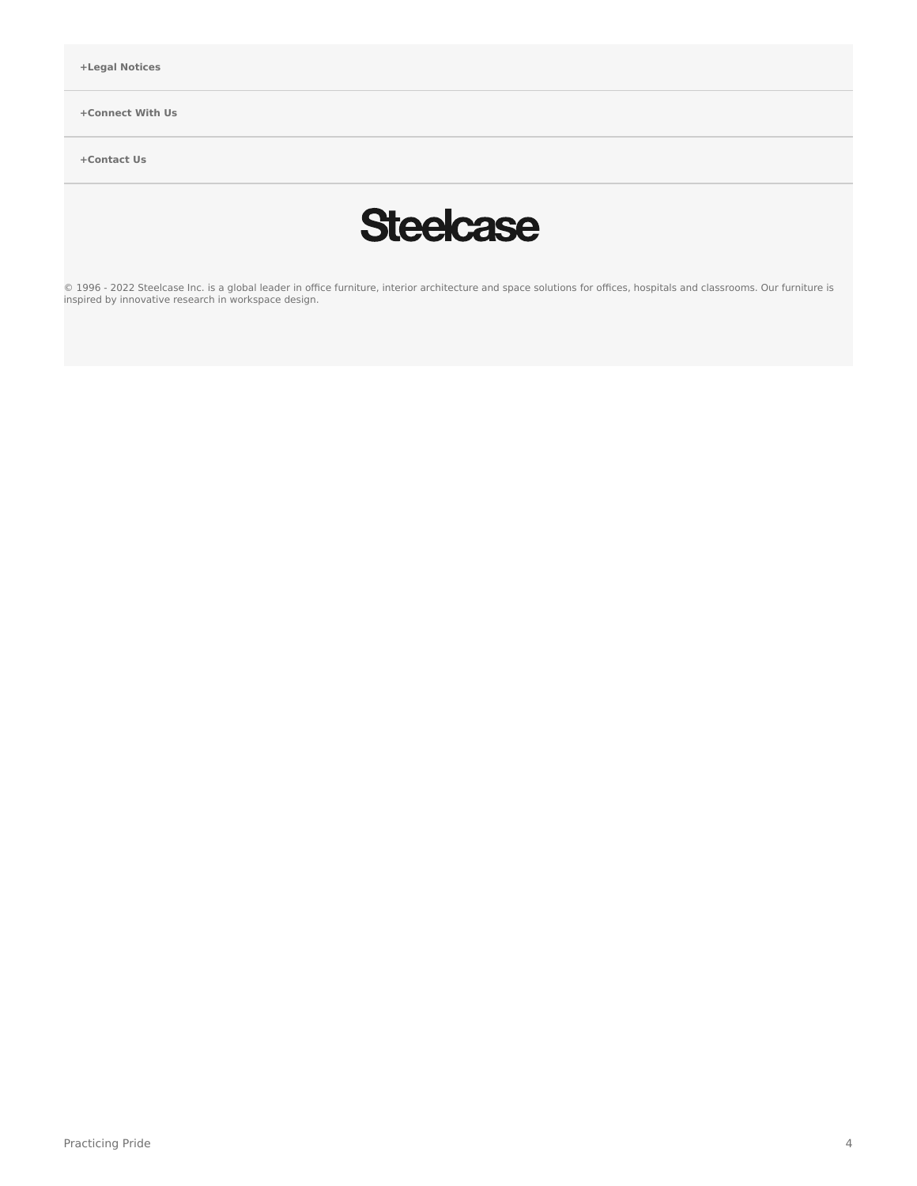**+Legal Notices**

**+Connect With Us**

**+Contact Us**

Steelcase

© 1996 - 2022 Steelcase Inc. is a global leader in office furniture, interior architecture and space solutions for offices, hospitals and classrooms. Our furniture is inspired by innovative research in workspace design.